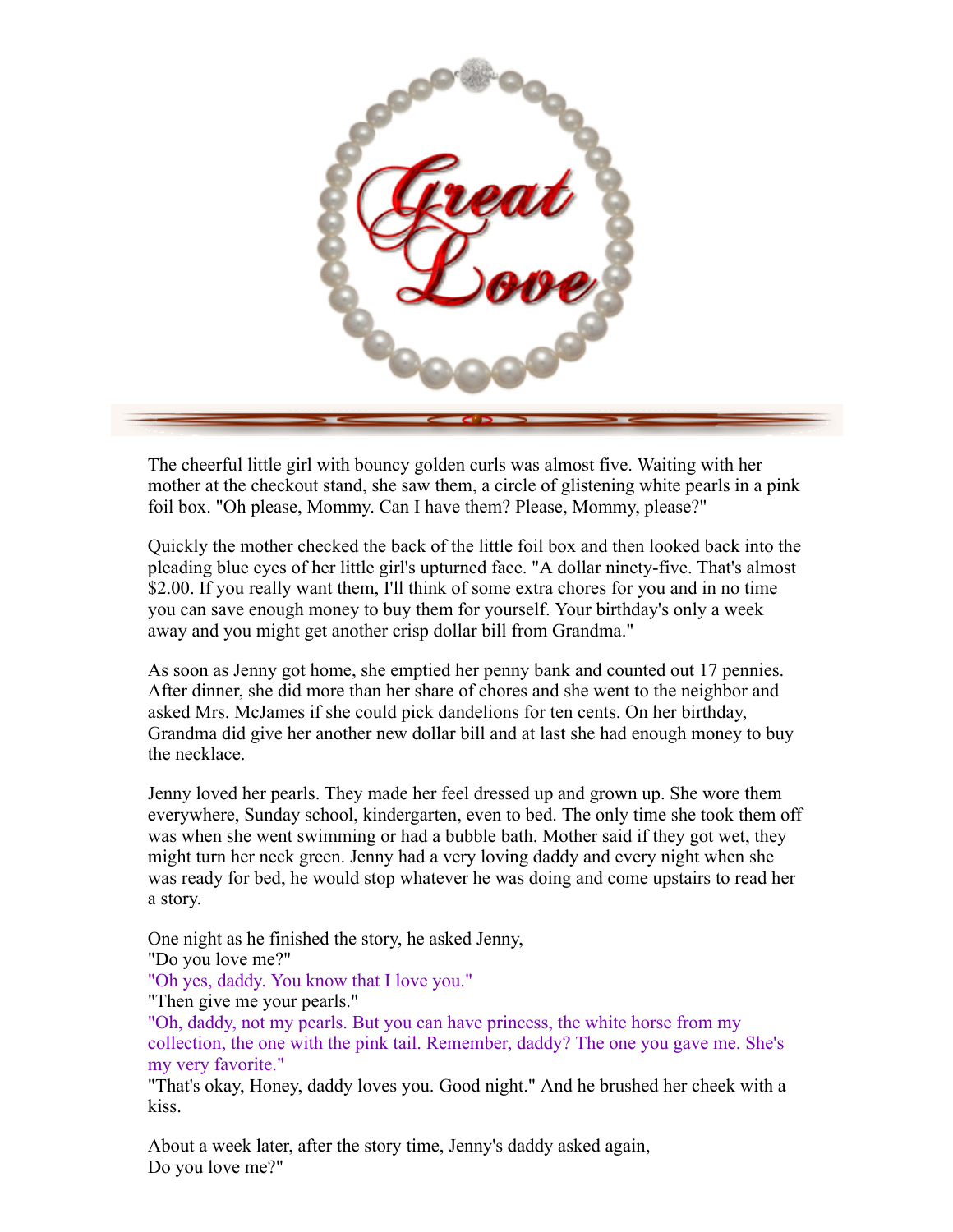# Great Love

The cheerful little girl with bouncy golden curls was almost five. Waiting with her mother at the checkout stand, she saw them, a circle of glistening white pearls in a pink foil box. "Oh please, Mommy. Can I have them? Please, Mommy, please?"

Quickly the mother checked the back of the little foil box and then looked back into the pleading blue eyes of her little girl's upturned face. "A dollar ninety-five. That's almost $2.00. If you really want them, I'll think of some extra chores for you and in no time you can save enough money to buy them for yourself. Your birthday's only a week away and you might get another crisp dollar bill from Grandma."

As soon as Jenny got home, she emptied her penny bank and counted out 17 pennies. After dinner, she did more than her share of chores and she went to the neighbor and asked Mrs. McJames if she could pick dandelions for ten cents. On her birthday, Grandma did give her another new dollar bill and at last she had enough money to buy the necklace.

Jenny loved her pearls. They made her feel dressed up and grown up. She wore them everywhere, Sunday school, kindergarten, even to bed. The only time she took them off was when she went swimming or had a bubble bath. Mother said if they got wet, they might turn her neck green. Jenny had a very loving daddy and every night when she was ready for bed, he would stop whatever he was doing and come upstairs to read her a story.

One night as he finished the story, he asked Jenny,
"Do you love me?"
"Oh yes, daddy. You know that I love you."
"Then give me your pearls."
"Oh, daddy, not my pearls. But you can have princess, the white horse from my collection, the one with the pink tail. Remember, daddy? The one you gave me. She's my very favorite."
"That's okay, Honey, daddy loves you. Good night." And he brushed her cheek with a kiss.

About a week later, after the story time, Jenny's daddy asked again,
Do you love me?"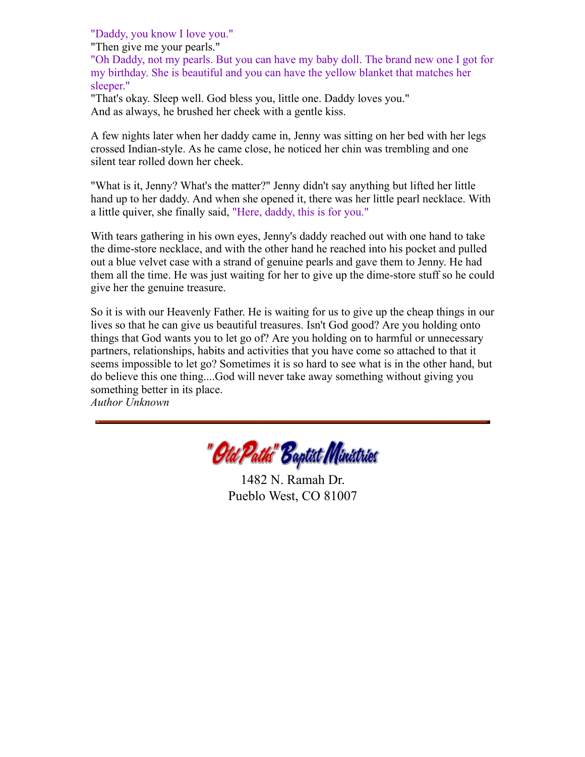"Daddy, you know I love you."
"Then give me your pearls."
"Oh Daddy, not my pearls. But you can have my baby doll. The brand new one I got for my birthday. She is beautiful and you can have the yellow blanket that matches her sleeper."
"That's okay. Sleep well. God bless you, little one. Daddy loves you."
And as always, he brushed her cheek with a gentle kiss.

A few nights later when her daddy came in, Jenny was sitting on her bed with her legs crossed Indian-style. As he came close, he noticed her chin was trembling and one silent tear rolled down her cheek.

"What is it, Jenny? What's the matter?" Jenny didn't say anything but lifted her little hand up to her daddy. And when she opened it, there was her little pearl necklace. With a little quiver, she finally said, "Here, daddy, this is for you."

With tears gathering in his own eyes, Jenny's daddy reached out with one hand to take the dime-store necklace, and with the other hand he reached into his pocket and pulled out a blue velvet case with a strand of genuine pearls and gave them to Jenny. He had them all the time. He was just waiting for her to give up the dime-store stuff so he could give her the genuine treasure.

So it is with our Heavenly Father. He is waiting for us to give up the cheap things in our lives so that he can give us beautiful treasures. Isn't God good? Are you holding onto things that God wants you to let go of? Are you holding on to harmful or unnecessary partners, relationships, habits and activities that you have come so attached to that it seems impossible to let go? Sometimes it is so hard to see what is in the other hand, but do believe this one thing....God will never take away something without giving you something better in its place.
*Author Unknown*

---

"Old Paths" Baptist Ministries
1482 N. Ramah Dr.
Pueblo West, CO 81007